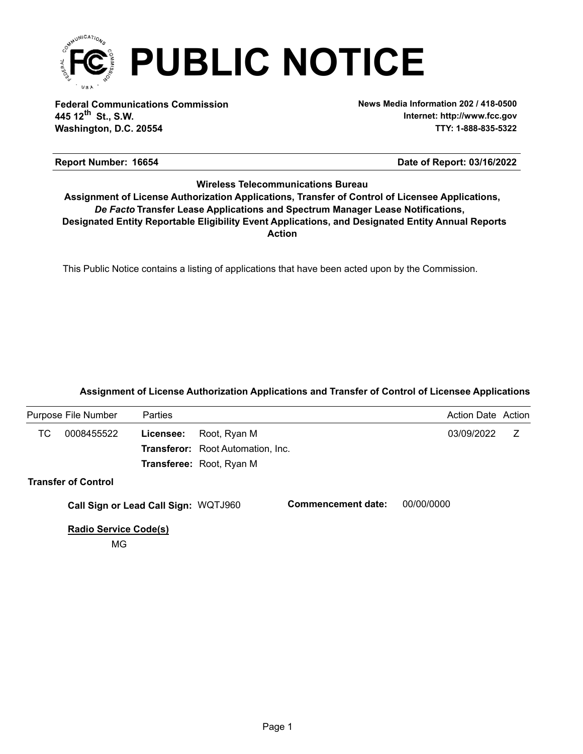# PUBLIC NOTICE

**Federal Communications Commission**
**445 12th St., S.W.**
**Washington, D.C. 20554**

**News Media Information 202 / 418-0500**
**Internet: http://www.fcc.gov**
**TTY: 1-888-835-5322**

**Report Number: 16654** | **Date of Report: 03/16/2022**

**Wireless Telecommunications Bureau**
**Assignment of License Authorization Applications, Transfer of Control of Licensee Applications, *De Facto* Transfer Lease Applications and Spectrum Manager Lease Notifications, Designated Entity Reportable Eligibility Event Applications, and Designated Entity Annual Reports**
**Action**

This Public Notice contains a listing of applications that have been acted upon by the Commission.

### Assignment of License Authorization Applications and Transfer of Control of Licensee Applications

| Purpose | File Number | Parties | | Action Date | Action |
|---|---|---|---|---|---|
| TC | 0008455522 | **Licensee:** | Root, Ryan M | 03/09/2022 | Z |
| | | **Transferor:** | Root Automation, Inc. | | |
| | | **Transferee:** | Root, Ryan M | | |

**Transfer of Control**

**Call Sign or Lead Call Sign:** WQTJ960 **Commencement date:** 00/00/0000

**Radio Service Code(s)**

MG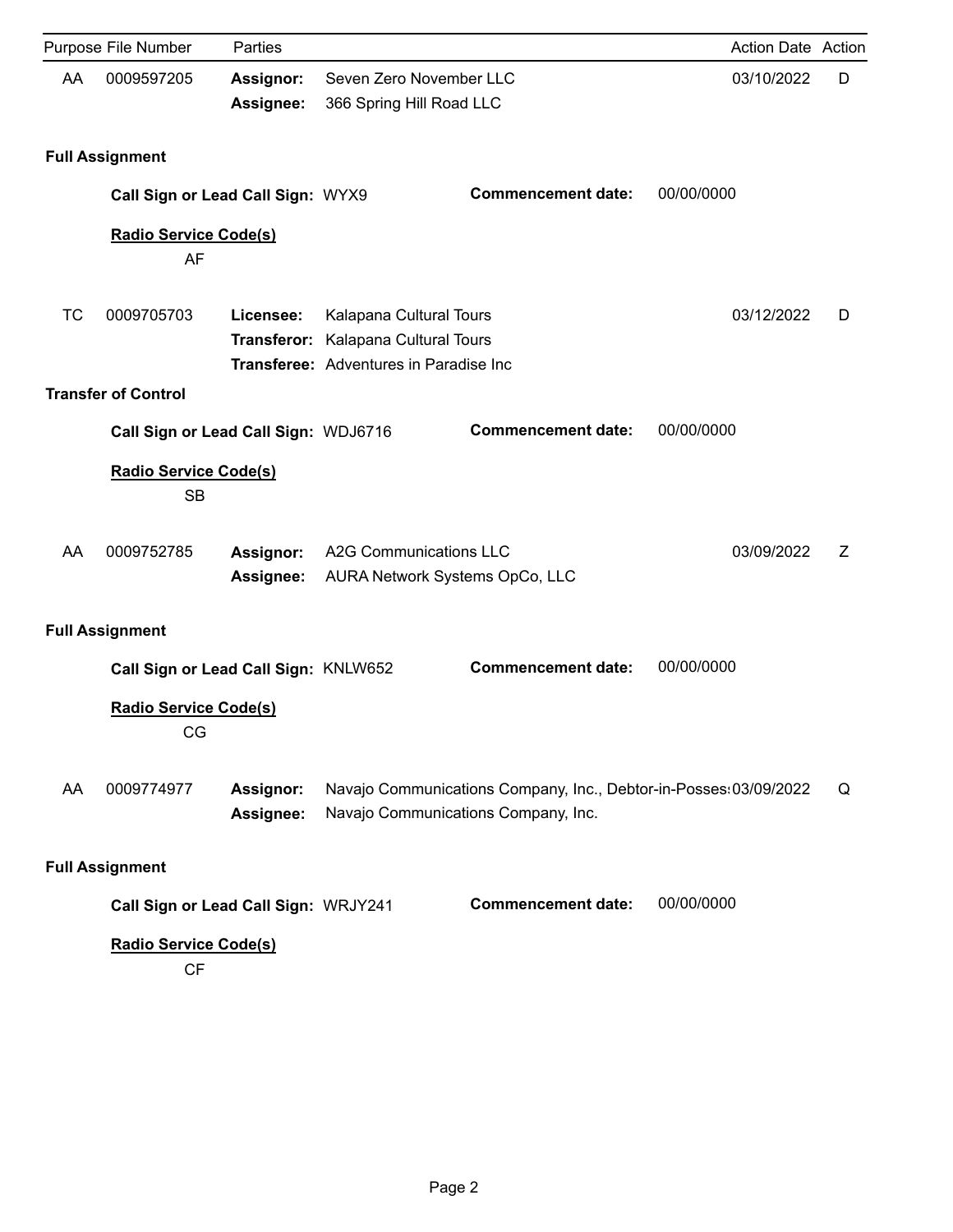| Purpose | File Number | Parties | | Action Date | Action |
|---|---|---|---|---|---|
| AA | 0009597205 | **Assignor:** | Seven Zero November LLC | 03/10/2022 | D |
| | | **Assignee:** | 366 Spring Hill Road LLC | | |

**Full Assignment**

**Call Sign or Lead Call Sign:** WYX9 **Commencement date:** 00/00/0000

**Radio Service Code(s)**

AF

| Purpose | File Number | Parties | | Action Date | Action |
|---|---|---|---|---|---|
| TC | 0009705703 | **Licensee:** | Kalapana Cultural Tours | 03/12/2022 | D |
| | | **Transferor:** | Kalapana Cultural Tours | | |
| | | **Transferee:** | Adventures in Paradise Inc | | |

**Transfer of Control**

**Call Sign or Lead Call Sign:** WDJ6716 **Commencement date:** 00/00/0000

**Radio Service Code(s)**

SB

| Purpose | File Number | Parties | | Action Date | Action |
|---|---|---|---|---|---|
| AA | 0009752785 | **Assignor:** | A2G Communications LLC | 03/09/2022 | Z |
| | | **Assignee:** | AURA Network Systems OpCo, LLC | | |

**Full Assignment**

**Call Sign or Lead Call Sign:** KNLW652 **Commencement date:** 00/00/0000

**Radio Service Code(s)**

CG

| Purpose | File Number | Parties | | Action Date | Action |
|---|---|---|---|---|---|
| AA | 0009774977 | **Assignor:** | Navajo Communications Company, Inc., Debtor-in-Posses | 03/09/2022 | Q |
| | | **Assignee:** | Navajo Communications Company, Inc. | | |

**Full Assignment**

**Call Sign or Lead Call Sign:** WRJY241 **Commencement date:** 00/00/0000

**Radio Service Code(s)**

CF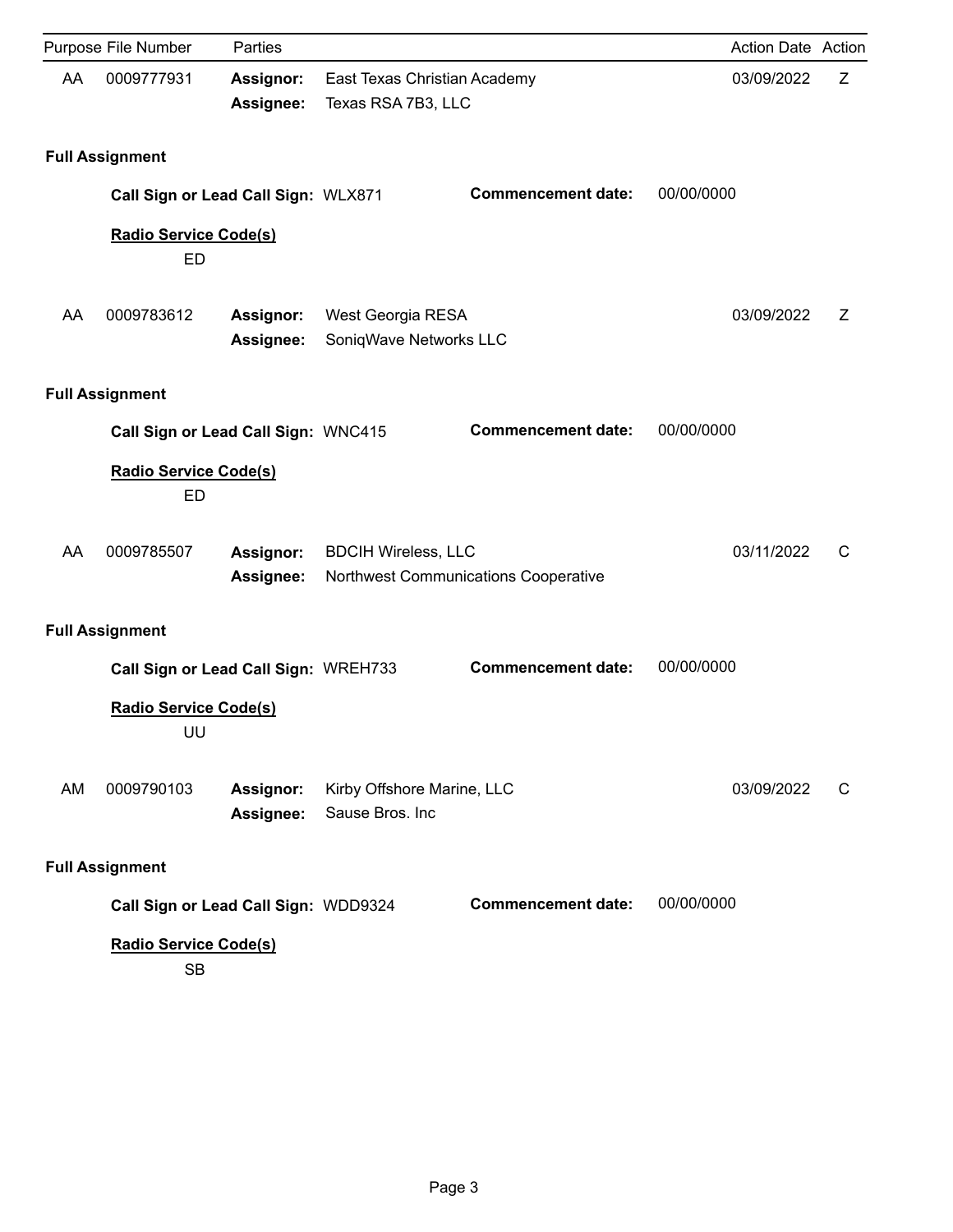| Purpose | File Number | Parties | | Action Date | Action |
|---|---|---|---|---|---|
| AA | 0009777931 | **Assignor:** | East Texas Christian Academy | 03/09/2022 | Z |
| | | **Assignee:** | Texas RSA 7B3, LLC | | |

**Full Assignment**

**Call Sign or Lead Call Sign:** WLX871 **Commencement date:** 00/00/0000

**Radio Service Code(s)**

ED

| Purpose | File Number | Parties | | Action Date | Action |
|---|---|---|---|---|---|
| AA | 0009783612 | **Assignor:** | West Georgia RESA | 03/09/2022 | Z |
| | | **Assignee:** | SoniqWave Networks LLC | | |

**Full Assignment**

**Call Sign or Lead Call Sign:** WNC415 **Commencement date:** 00/00/0000

**Radio Service Code(s)**

ED

| Purpose | File Number | Parties | | Action Date | Action |
|---|---|---|---|---|---|
| AA | 0009785507 | **Assignor:** | BDCIH Wireless, LLC | 03/11/2022 | C |
| | | **Assignee:** | Northwest Communications Cooperative | | |

**Full Assignment**

**Call Sign or Lead Call Sign:** WREH733 **Commencement date:** 00/00/0000

**Radio Service Code(s)**

UU

| Purpose | File Number | Parties | | Action Date | Action |
|---|---|---|---|---|---|
| AM | 0009790103 | **Assignor:** | Kirby Offshore Marine, LLC | 03/09/2022 | C |
| | | **Assignee:** | Sause Bros. Inc | | |

**Full Assignment**

**Call Sign or Lead Call Sign:** WDD9324 **Commencement date:** 00/00/0000

**Radio Service Code(s)**

SB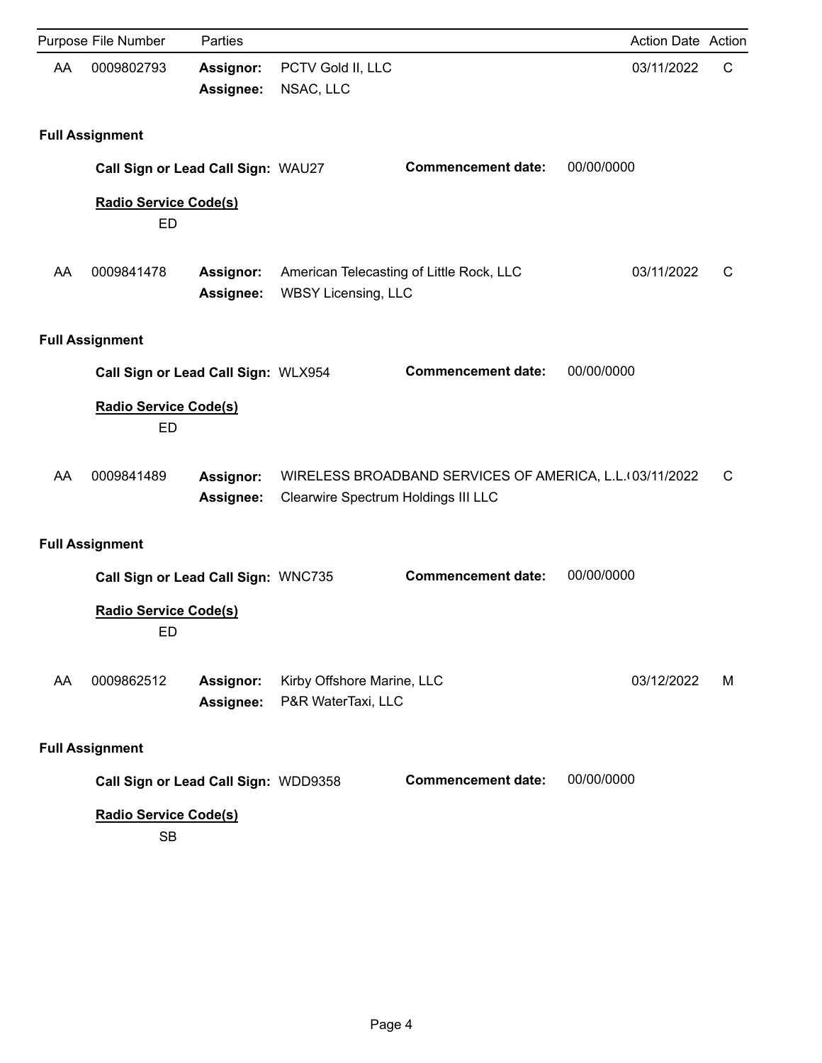| Purpose | File Number | Parties | | Action Date | Action |
|---|---|---|---|---|---|
| AA | 0009802793 | **Assignor:** | PCTV Gold II, LLC | 03/11/2022 | C |
| | | **Assignee:** | NSAC, LLC | | |

**Full Assignment**

**Call Sign or Lead Call Sign:** WAU27 **Commencement date:** 00/00/0000

**Radio Service Code(s)**

ED

| Purpose | File Number | Parties | | Action Date | Action |
|---|---|---|---|---|---|
| AA | 0009841478 | **Assignor:** | American Telecasting of Little Rock, LLC | 03/11/2022 | C |
| | | **Assignee:** | WBSY Licensing, LLC | | |

**Full Assignment**

**Call Sign or Lead Call Sign:** WLX954 **Commencement date:** 00/00/0000

**Radio Service Code(s)**

ED

| Purpose | File Number | Parties | | Action Date | Action |
|---|---|---|---|---|---|
| AA | 0009841489 | **Assignor:** | WIRELESS BROADBAND SERVICES OF AMERICA, L.L.( | 03/11/2022 | C |
| | | **Assignee:** | Clearwire Spectrum Holdings III LLC | | |

**Full Assignment**

**Call Sign or Lead Call Sign:** WNC735 **Commencement date:** 00/00/0000

**Radio Service Code(s)**

ED

| Purpose | File Number | Parties | | Action Date | Action |
|---|---|---|---|---|---|
| AA | 0009862512 | **Assignor:** | Kirby Offshore Marine, LLC | 03/12/2022 | M |
| | | **Assignee:** | P&R WaterTaxi, LLC | | |

**Full Assignment**

**Call Sign or Lead Call Sign:** WDD9358 **Commencement date:** 00/00/0000

**Radio Service Code(s)**

SB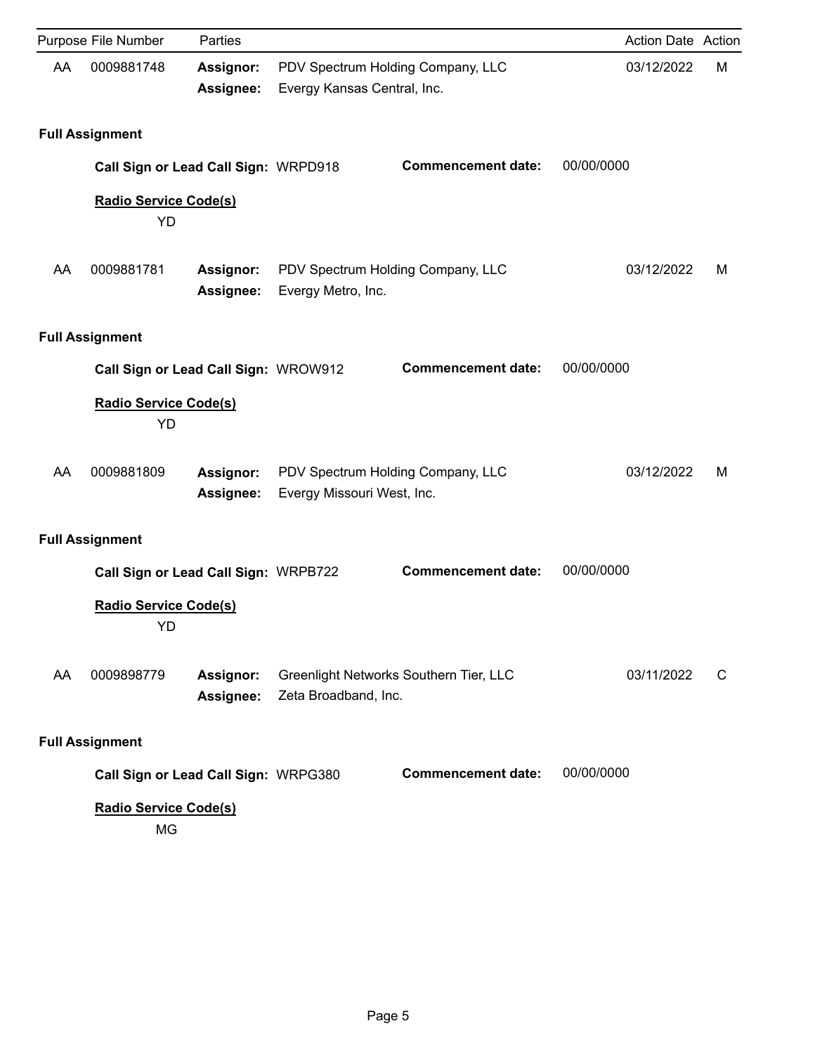| Purpose | File Number | Parties | | Action Date | Action |
|---|---|---|---|---|---|
| AA | 0009881748 | **Assignor:** | PDV Spectrum Holding Company, LLC | 03/12/2022 | M |
| | | **Assignee:** | Evergy Kansas Central, Inc. | | |

**Full Assignment**

**Call Sign or Lead Call Sign:** WRPD918 **Commencement date:** 00/00/0000

**Radio Service Code(s)**

YD

| Purpose | File Number | Parties | | Action Date | Action |
|---|---|---|---|---|---|
| AA | 0009881781 | **Assignor:** | PDV Spectrum Holding Company, LLC | 03/12/2022 | M |
| | | **Assignee:** | Evergy Metro, Inc. | | |

**Full Assignment**

**Call Sign or Lead Call Sign:** WROW912 **Commencement date:** 00/00/0000

**Radio Service Code(s)**

YD

| Purpose | File Number | Parties | | Action Date | Action |
|---|---|---|---|---|---|
| AA | 0009881809 | **Assignor:** | PDV Spectrum Holding Company, LLC | 03/12/2022 | M |
| | | **Assignee:** | Evergy Missouri West, Inc. | | |

**Full Assignment**

**Call Sign or Lead Call Sign:** WRPB722 **Commencement date:** 00/00/0000

**Radio Service Code(s)**

YD

| Purpose | File Number | Parties | | Action Date | Action |
|---|---|---|---|---|---|
| AA | 0009898779 | **Assignor:** | Greenlight Networks Southern Tier, LLC | 03/11/2022 | C |
| | | **Assignee:** | Zeta Broadband, Inc. | | |

**Full Assignment**

**Call Sign or Lead Call Sign:** WRPG380 **Commencement date:** 00/00/0000

**Radio Service Code(s)**

MG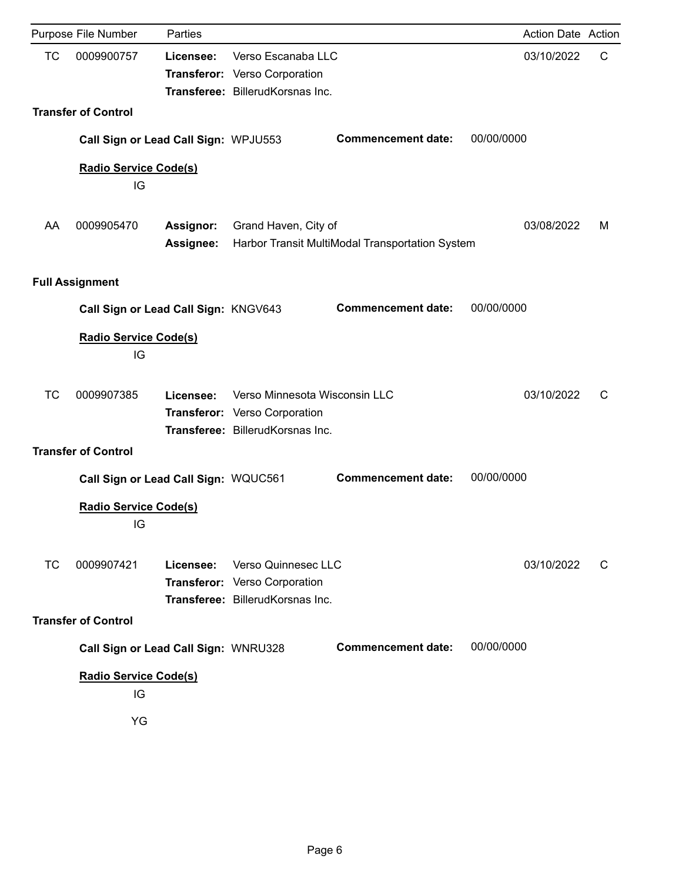| Purpose | File Number | Parties | | Action Date | Action |
|---|---|---|---|---|---|
| TC | 0009900757 | **Licensee:** | Verso Escanaba LLC | 03/10/2022 | C |
| | | **Transferor:** | Verso Corporation | | |
| | | **Transferee:** | BillerudKorsnas Inc. | | |

**Transfer of Control**

**Call Sign or Lead Call Sign:** WPJU553 **Commencement date:** 00/00/0000

**Radio Service Code(s)**

IG

| Purpose | File Number | Parties | | Action Date | Action |
|---|---|---|---|---|---|
| AA | 0009905470 | **Assignor:** | Grand Haven, City of | 03/08/2022 | M |
| | | **Assignee:** | Harbor Transit MultiModal Transportation System | | |

**Full Assignment**

**Call Sign or Lead Call Sign:** KNGV643 **Commencement date:** 00/00/0000

**Radio Service Code(s)**

IG

| Purpose | File Number | Parties | | Action Date | Action |
|---|---|---|---|---|---|
| TC | 0009907385 | **Licensee:** | Verso Minnesota Wisconsin LLC | 03/10/2022 | C |
| | | **Transferor:** | Verso Corporation | | |
| | | **Transferee:** | BillerudKorsnas Inc. | | |

**Transfer of Control**

**Call Sign or Lead Call Sign:** WQUC561 **Commencement date:** 00/00/0000

**Radio Service Code(s)**

IG

| Purpose | File Number | Parties | | Action Date | Action |
|---|---|---|---|---|---|
| TC | 0009907421 | **Licensee:** | Verso Quinnesec LLC | 03/10/2022 | C |
| | | **Transferor:** | Verso Corporation | | |
| | | **Transferee:** | BillerudKorsnas Inc. | | |

**Transfer of Control**

**Call Sign or Lead Call Sign:** WNRU328 **Commencement date:** 00/00/0000

**Radio Service Code(s)**

IG

YG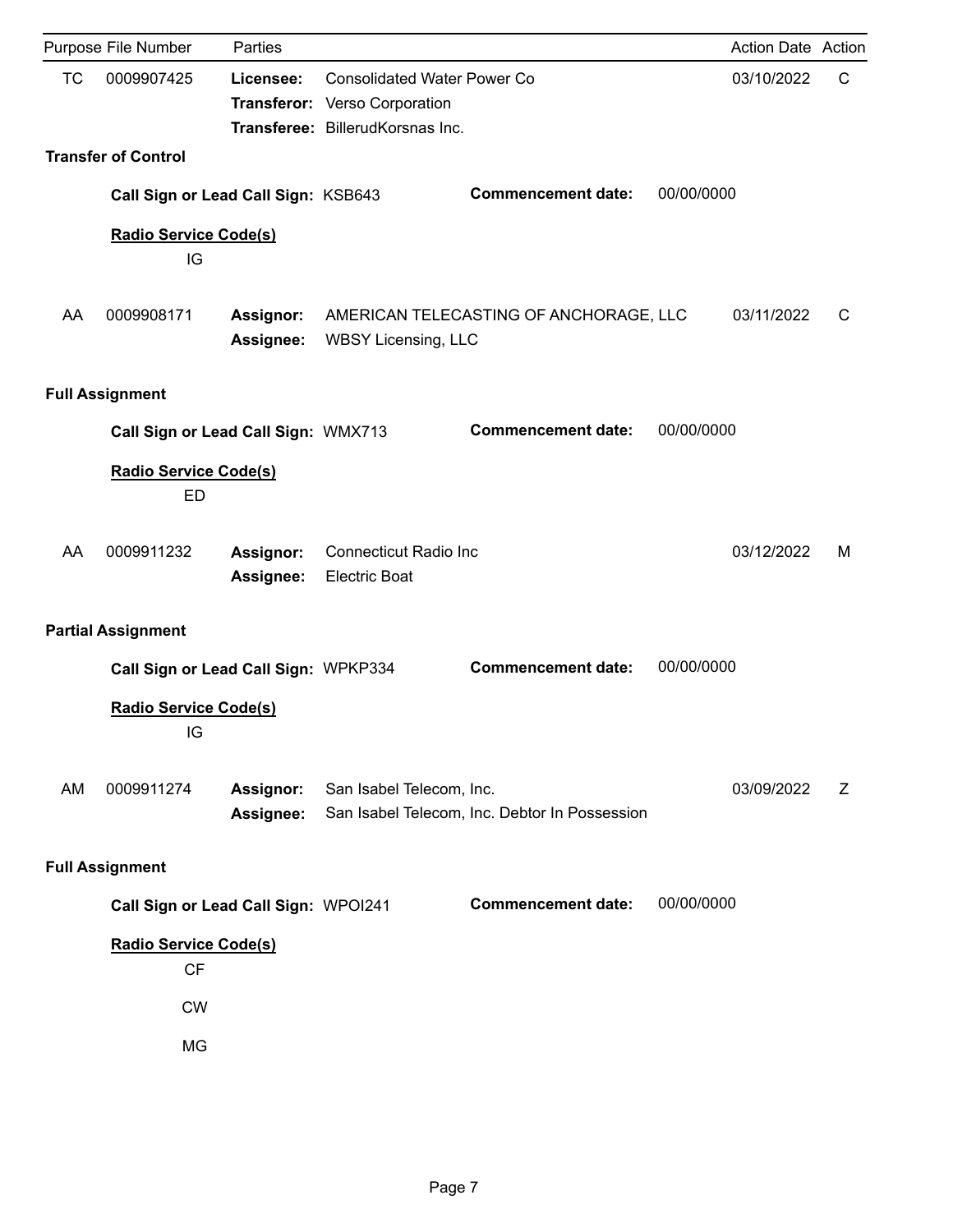| Purpose | File Number | Parties | | Action Date | Action |
|---|---|---|---|---|---|
| TC | 0009907425 | **Licensee:** | Consolidated Water Power Co | 03/10/2022 | C |
| | | **Transferor:** | Verso Corporation | | |
| | | **Transferee:** | BillerudKorsnas Inc. | | |

**Transfer of Control**

**Call Sign or Lead Call Sign:** KSB643 **Commencement date:** 00/00/0000

**Radio Service Code(s)**

IG

| Purpose | File Number | Parties | | Action Date | Action |
|---|---|---|---|---|---|
| AA | 0009908171 | **Assignor:** | AMERICAN TELECASTING OF ANCHORAGE, LLC | 03/11/2022 | C |
| | | **Assignee:** | WBSY Licensing, LLC | | |

**Full Assignment**

**Call Sign or Lead Call Sign:** WMX713 **Commencement date:** 00/00/0000

**Radio Service Code(s)**

ED

| Purpose | File Number | Parties | | Action Date | Action |
|---|---|---|---|---|---|
| AA | 0009911232 | **Assignor:** | Connecticut Radio Inc | 03/12/2022 | M |
| | | **Assignee:** | Electric Boat | | |

**Partial Assignment**

**Call Sign or Lead Call Sign:** WPKP334 **Commencement date:** 00/00/0000

**Radio Service Code(s)**

IG

| Purpose | File Number | Parties | | Action Date | Action |
|---|---|---|---|---|---|
| AM | 0009911274 | **Assignor:** | San Isabel Telecom, Inc. | 03/09/2022 | Z |
| | | **Assignee:** | San Isabel Telecom, Inc. Debtor In Possession | | |

**Full Assignment**

**Call Sign or Lead Call Sign:** WPOI241 **Commencement date:** 00/00/0000

**Radio Service Code(s)**

CF

CW

MG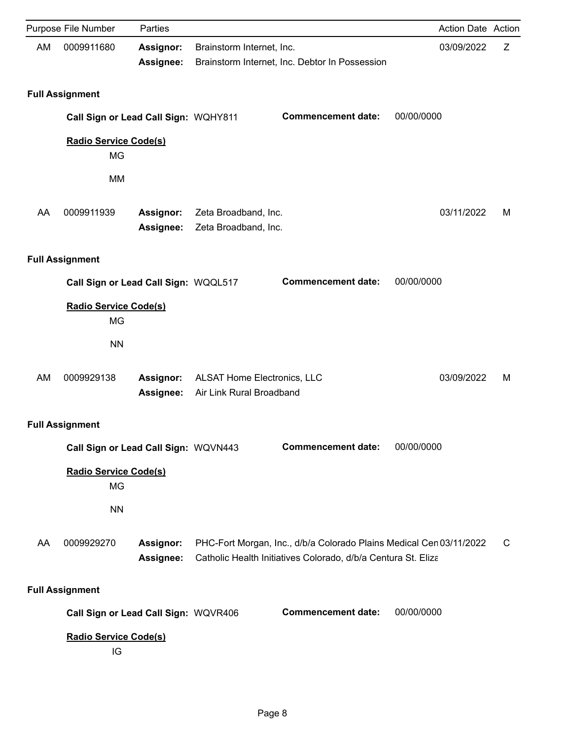| Purpose | File Number | Parties | | Action Date | Action |
|---|---|---|---|---|---|
| AM | 0009911680 | **Assignor:** | Brainstorm Internet, Inc. | 03/09/2022 | Z |
| | | **Assignee:** | Brainstorm Internet, Inc. Debtor In Possession | | |

**Full Assignment**

**Call Sign or Lead Call Sign:** WQHY811 **Commencement date:** 00/00/0000

**Radio Service Code(s)**

MG

MM

| Purpose | File Number | Parties | | Action Date | Action |
|---|---|---|---|---|---|
| AA | 0009911939 | **Assignor:** | Zeta Broadband, Inc. | 03/11/2022 | M |
| | | **Assignee:** | Zeta Broadband, Inc. | | |

**Full Assignment**

**Call Sign or Lead Call Sign:** WQQL517 **Commencement date:** 00/00/0000

**Radio Service Code(s)**

MG

NN

| Purpose | File Number | Parties | | Action Date | Action |
|---|---|---|---|---|---|
| AM | 0009929138 | **Assignor:** | ALSAT Home Electronics, LLC | 03/09/2022 | M |
| | | **Assignee:** | Air Link Rural Broadband | | |

**Full Assignment**

**Call Sign or Lead Call Sign:** WQVN443 **Commencement date:** 00/00/0000

**Radio Service Code(s)**

MG

NN

| Purpose | File Number | Parties | | Action Date | Action |
|---|---|---|---|---|---|
| AA | 0009929270 | **Assignor:** | PHC-Fort Morgan, Inc., d/b/a Colorado Plains Medical Cen | 03/11/2022 | C |
| | | **Assignee:** | Catholic Health Initiatives Colorado, d/b/a Centura St. Eliza | | |

**Full Assignment**

**Call Sign or Lead Call Sign:** WQVR406 **Commencement date:** 00/00/0000

**Radio Service Code(s)**

IG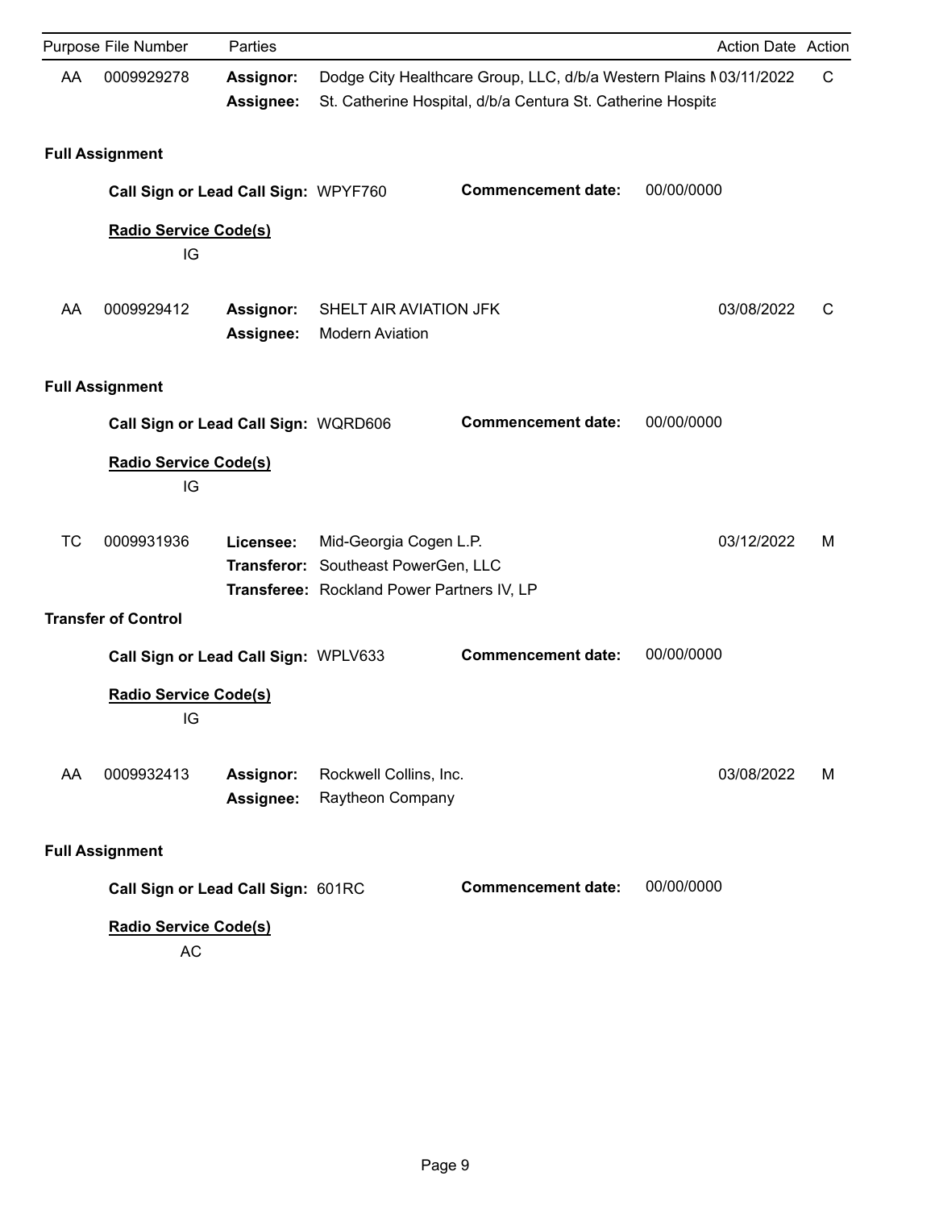| Purpose | File Number | Parties | | Action Date | Action |
|---|---|---|---|---|---|
| AA | 0009929278 | **Assignor:** | Dodge City Healthcare Group, LLC, d/b/a Western Plains M | 03/11/2022 | C |
| | | **Assignee:** | St. Catherine Hospital, d/b/a Centura St. Catherine Hospita | | |

**Full Assignment**

**Call Sign or Lead Call Sign:** WPYF760 **Commencement date:** 00/00/0000

**Radio Service Code(s)**

IG

| Purpose | File Number | Parties | | Action Date | Action |
|---|---|---|---|---|---|
| AA | 0009929412 | **Assignor:** | SHELT AIR AVIATION JFK | 03/08/2022 | C |
| | | **Assignee:** | Modern Aviation | | |

**Full Assignment**

**Call Sign or Lead Call Sign:** WQRD606 **Commencement date:** 00/00/0000

**Radio Service Code(s)**

IG

| Purpose | File Number | Parties | | Action Date | Action |
|---|---|---|---|---|---|
| TC | 0009931936 | **Licensee:** | Mid-Georgia Cogen L.P. | 03/12/2022 | M |
| | | **Transferor:** | Southeast PowerGen, LLC | | |
| | | **Transferee:** | Rockland Power Partners IV, LP | | |

**Transfer of Control**

**Call Sign or Lead Call Sign:** WPLV633 **Commencement date:** 00/00/0000

**Radio Service Code(s)**

IG

| Purpose | File Number | Parties | | Action Date | Action |
|---|---|---|---|---|---|
| AA | 0009932413 | **Assignor:** | Rockwell Collins, Inc. | 03/08/2022 | M |
| | | **Assignee:** | Raytheon Company | | |

**Full Assignment**

**Call Sign or Lead Call Sign:** 601RC **Commencement date:** 00/00/0000

**Radio Service Code(s)**

AC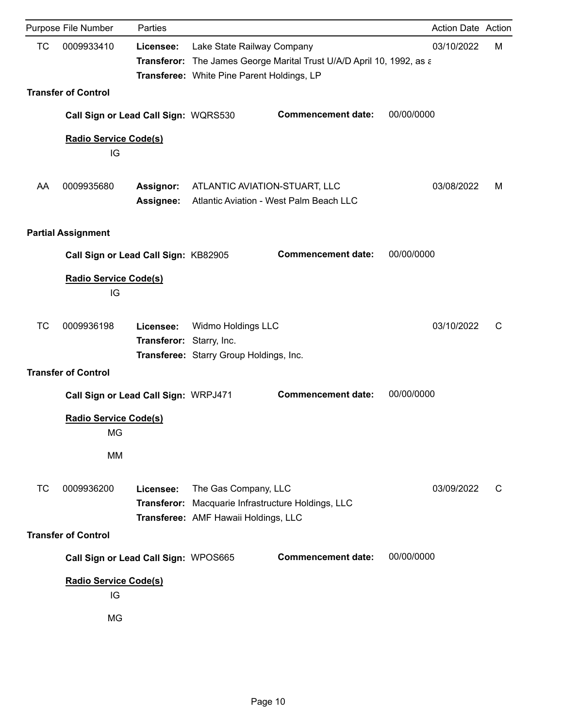| Purpose | File Number | Parties | | Action Date | Action |
|---|---|---|---|---|---|
| TC | 0009933410 | **Licensee:** | Lake State Railway Company | 03/10/2022 | M |
| | | **Transferor:** | The James George Marital Trust U/A/D April 10, 1992, as a | | |
| | | **Transferee:** | White Pine Parent Holdings, LP | | |

**Transfer of Control**

**Call Sign or Lead Call Sign:** WQRS530 **Commencement date:** 00/00/0000

**Radio Service Code(s)**

IG

| Purpose | File Number | Parties | | Action Date | Action |
|---|---|---|---|---|---|
| AA | 0009935680 | **Assignor:** | ATLANTIC AVIATION-STUART, LLC | 03/08/2022 | M |
| | | **Assignee:** | Atlantic Aviation - West Palm Beach LLC | | |

**Partial Assignment**

**Call Sign or Lead Call Sign:** KB82905 **Commencement date:** 00/00/0000

**Radio Service Code(s)**

IG

| Purpose | File Number | Parties | | Action Date | Action |
|---|---|---|---|---|---|
| TC | 0009936198 | **Licensee:** | Widmo Holdings LLC | 03/10/2022 | C |
| | | **Transferor:** | Starry, Inc. | | |
| | | **Transferee:** | Starry Group Holdings, Inc. | | |

**Transfer of Control**

**Call Sign or Lead Call Sign:** WRPJ471 **Commencement date:** 00/00/0000

**Radio Service Code(s)**

MG

MM

| Purpose | File Number | Parties | | Action Date | Action |
|---|---|---|---|---|---|
| TC | 0009936200 | **Licensee:** | The Gas Company, LLC | 03/09/2022 | C |
| | | **Transferor:** | Macquarie Infrastructure Holdings, LLC | | |
| | | **Transferee:** | AMF Hawaii Holdings, LLC | | |

**Transfer of Control**

**Call Sign or Lead Call Sign:** WPOS665 **Commencement date:** 00/00/0000

**Radio Service Code(s)**

IG

MG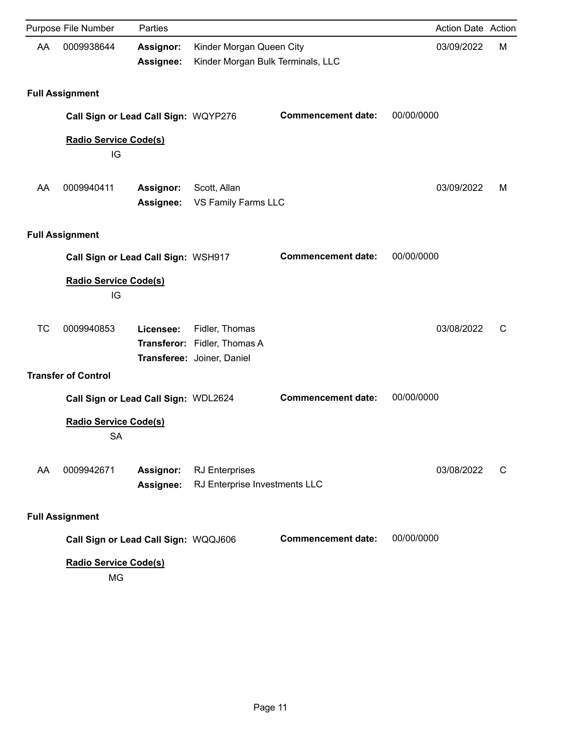| Purpose | File Number | Parties | | Action Date | Action |
|---|---|---|---|---|---|
| AA | 0009938644 | **Assignor:** | Kinder Morgan Queen City | 03/09/2022 | M |
| | | **Assignee:** | Kinder Morgan Bulk Terminals, LLC | | |

**Full Assignment**

**Call Sign or Lead Call Sign:** WQYP276 **Commencement date:** 00/00/0000

**Radio Service Code(s)**

IG

| Purpose | File Number | Parties | | Action Date | Action |
|---|---|---|---|---|---|
| AA | 0009940411 | **Assignor:** | Scott, Allan | 03/09/2022 | M |
| | | **Assignee:** | VS Family Farms LLC | | |

**Full Assignment**

**Call Sign or Lead Call Sign:** WSH917 **Commencement date:** 00/00/0000

**Radio Service Code(s)**

IG

| Purpose | File Number | Parties | | Action Date | Action |
|---|---|---|---|---|---|
| TC | 0009940853 | **Licensee:** | Fidler, Thomas | 03/08/2022 | C |
| | | **Transferor:** | Fidler, Thomas A | | |
| | | **Transferee:** | Joiner, Daniel | | |

**Transfer of Control**

**Call Sign or Lead Call Sign:** WDL2624 **Commencement date:** 00/00/0000

**Radio Service Code(s)**

SA

| Purpose | File Number | Parties | | Action Date | Action |
|---|---|---|---|---|---|
| AA | 0009942671 | **Assignor:** | RJ Enterprises | 03/08/2022 | C |
| | | **Assignee:** | RJ Enterprise Investments LLC | | |

**Full Assignment**

**Call Sign or Lead Call Sign:** WQQJ606 **Commencement date:** 00/00/0000

**Radio Service Code(s)**

MG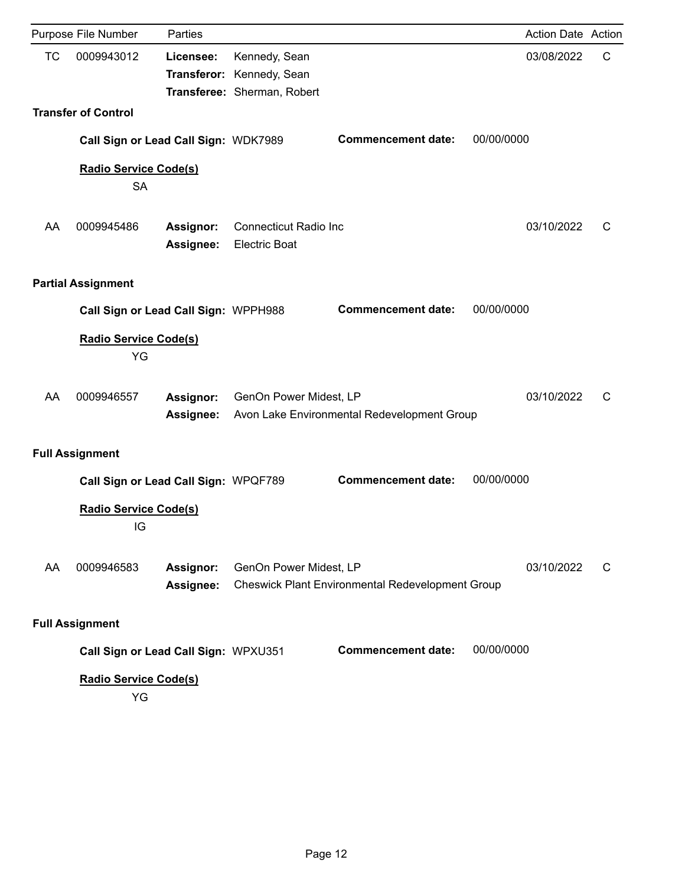| Purpose | File Number | Parties | | Action Date | Action |
|---|---|---|---|---|---|
| TC | 0009943012 | **Licensee:** | Kennedy, Sean | 03/08/2022 | C |
| | | **Transferor:** | Kennedy, Sean | | |
| | | **Transferee:** | Sherman, Robert | | |

**Transfer of Control**

**Call Sign or Lead Call Sign:** WDK7989 **Commencement date:** 00/00/0000

**Radio Service Code(s)**

SA

| Purpose | File Number | Parties | | Action Date | Action |
|---|---|---|---|---|---|
| AA | 0009945486 | **Assignor:** | Connecticut Radio Inc | 03/10/2022 | C |
| | | **Assignee:** | Electric Boat | | |

**Partial Assignment**

**Call Sign or Lead Call Sign:** WPPH988 **Commencement date:** 00/00/0000

**Radio Service Code(s)**

YG

| Purpose | File Number | Parties | | Action Date | Action |
|---|---|---|---|---|---|
| AA | 0009946557 | **Assignor:** | GenOn Power Midest, LP | 03/10/2022 | C |
| | | **Assignee:** | Avon Lake Environmental Redevelopment Group | | |

**Full Assignment**

**Call Sign or Lead Call Sign:** WPQF789 **Commencement date:** 00/00/0000

**Radio Service Code(s)**

IG

| Purpose | File Number | Parties | | Action Date | Action |
|---|---|---|---|---|---|
| AA | 0009946583 | **Assignor:** | GenOn Power Midest, LP | 03/10/2022 | C |
| | | **Assignee:** | Cheswick Plant Environmental Redevelopment Group | | |

**Full Assignment**

**Call Sign or Lead Call Sign:** WPXU351 **Commencement date:** 00/00/0000

**Radio Service Code(s)**

YG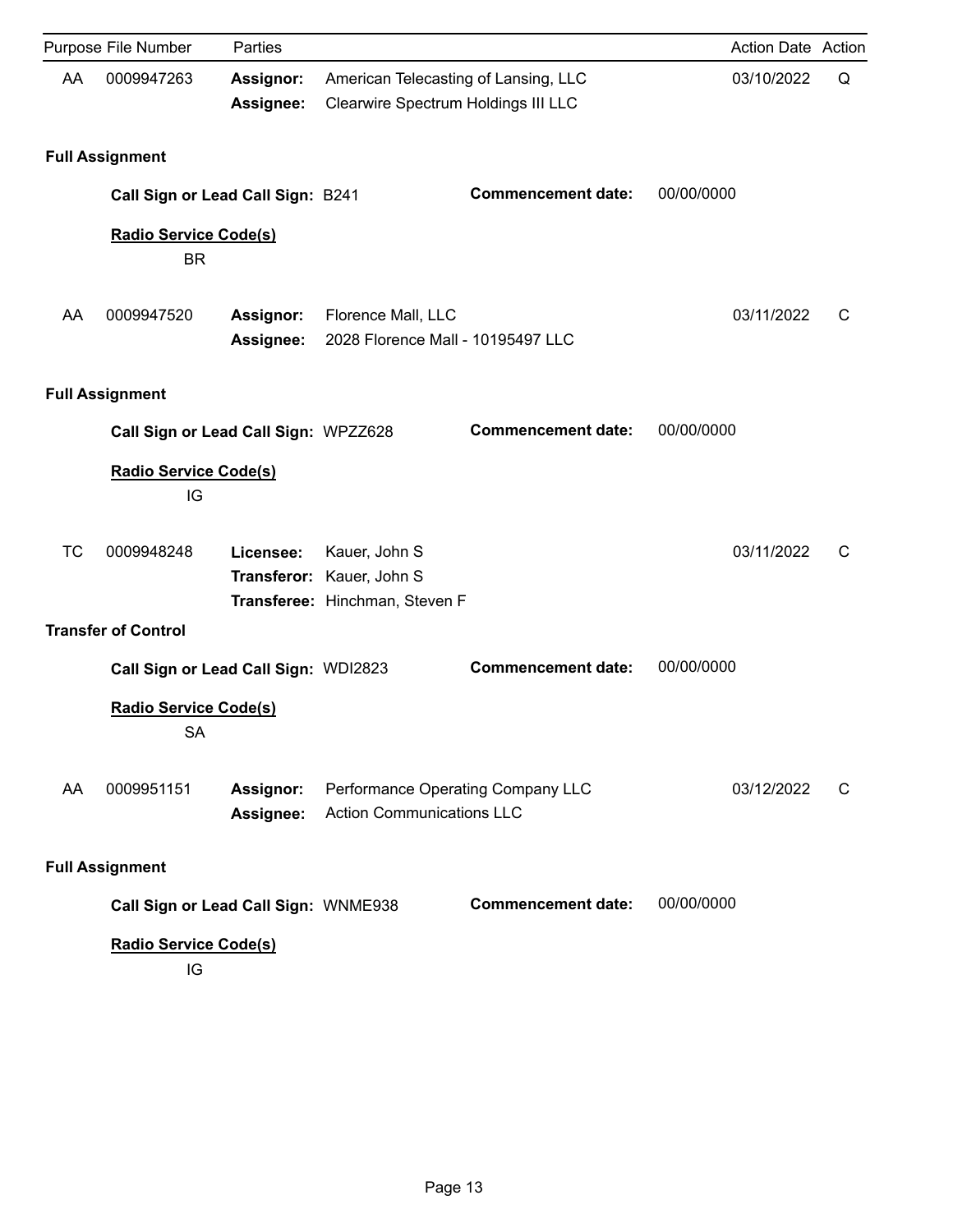| Purpose | File Number | Parties | | Action Date | Action |
|---|---|---|---|---|---|
| AA | 0009947263 | **Assignor:** | American Telecasting of Lansing, LLC | 03/10/2022 | Q |
| | | **Assignee:** | Clearwire Spectrum Holdings III LLC | | |

**Full Assignment**

**Call Sign or Lead Call Sign:** B241 **Commencement date:** 00/00/0000

**Radio Service Code(s)**

BR

| Purpose | File Number | Parties | | Action Date | Action |
|---|---|---|---|---|---|
| AA | 0009947520 | **Assignor:** | Florence Mall, LLC | 03/11/2022 | C |
| | | **Assignee:** | 2028 Florence Mall - 10195497 LLC | | |

**Full Assignment**

**Call Sign or Lead Call Sign:** WPZZ628 **Commencement date:** 00/00/0000

**Radio Service Code(s)**

IG

| Purpose | File Number | Parties | | Action Date | Action |
|---|---|---|---|---|---|
| TC | 0009948248 | **Licensee:** | Kauer, John S | 03/11/2022 | C |
| | | **Transferor:** | Kauer, John S | | |
| | | **Transferee:** | Hinchman, Steven F | | |

**Transfer of Control**

**Call Sign or Lead Call Sign:** WDI2823 **Commencement date:** 00/00/0000

**Radio Service Code(s)**

SA

| Purpose | File Number | Parties | | Action Date | Action |
|---|---|---|---|---|---|
| AA | 0009951151 | **Assignor:** | Performance Operating Company LLC | 03/12/2022 | C |
| | | **Assignee:** | Action Communications LLC | | |

**Full Assignment**

**Call Sign or Lead Call Sign:** WNME938 **Commencement date:** 00/00/0000

**Radio Service Code(s)**

IG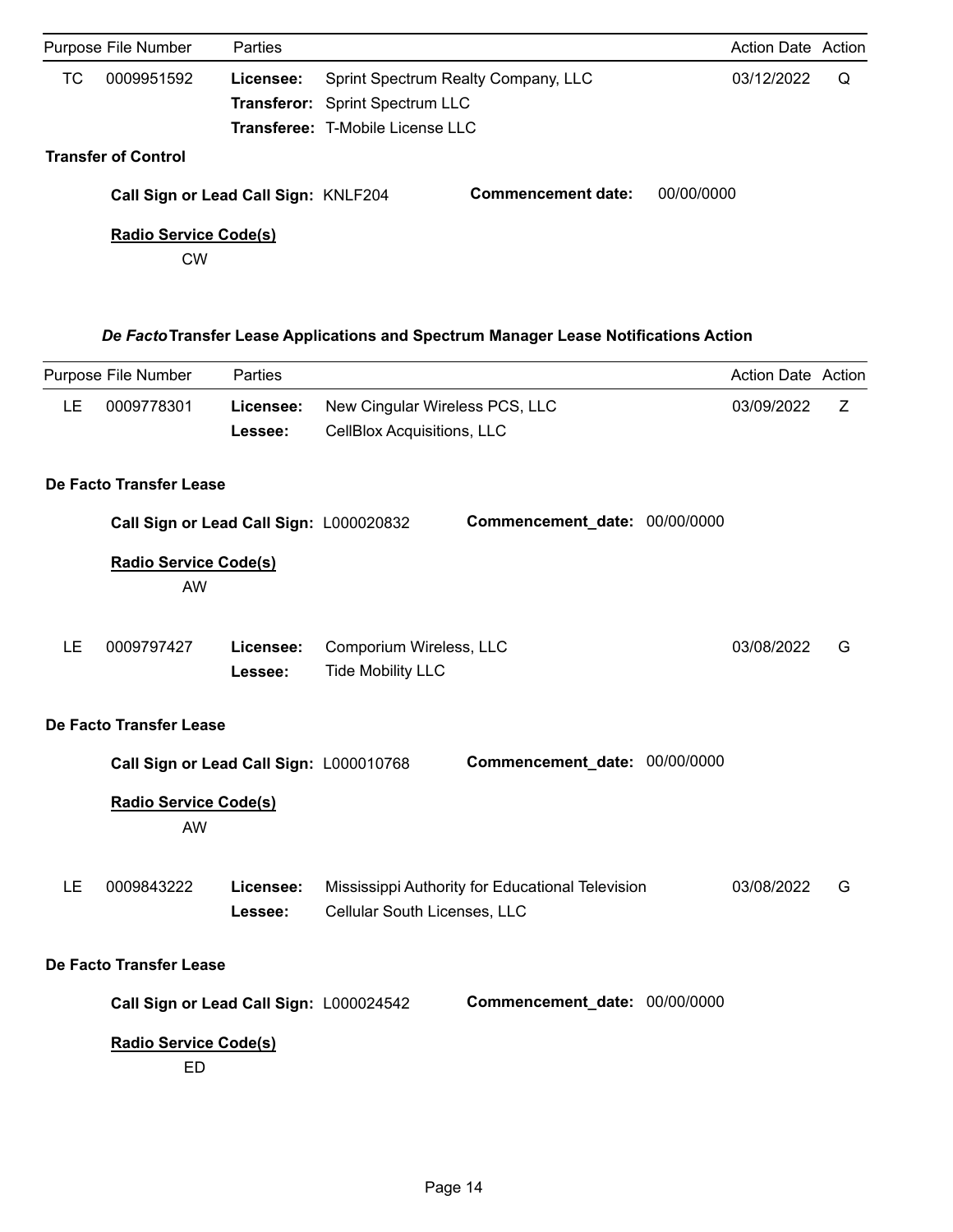| Purpose | File Number | Parties | | Action Date | Action |
|---|---|---|---|---|---|
| TC | 0009951592 | **Licensee:** | Sprint Spectrum Realty Company, LLC | 03/12/2022 | Q |
| | | **Transferor:** | Sprint Spectrum LLC | | |
| | | **Transferee:** | T-Mobile License LLC | | |

**Transfer of Control**

**Call Sign or Lead Call Sign:** KNLF204 **Commencement date:** 00/00/0000

**Radio Service Code(s)**

CW

### *De Facto* Transfer Lease Applications and Spectrum Manager Lease Notifications Action

| Purpose | File Number | Parties | | Action Date | Action |
|---|---|---|---|---|---|
| LE | 0009778301 | **Licensee:** | New Cingular Wireless PCS, LLC | 03/09/2022 | Z |
| | | **Lessee:** | CellBlox Acquisitions, LLC | | |

**De Facto Transfer Lease**

**Call Sign or Lead Call Sign:** L000020832 **Commencement_date:** 00/00/0000

**Radio Service Code(s)**

AW

| Purpose | File Number | Parties | | Action Date | Action |
|---|---|---|---|---|---|
| LE | 0009797427 | **Licensee:** | Comporium Wireless, LLC | 03/08/2022 | G |
| | | **Lessee:** | Tide Mobility LLC | | |

**De Facto Transfer Lease**

**Call Sign or Lead Call Sign:** L000010768 **Commencement_date:** 00/00/0000

**Radio Service Code(s)**

AW

| Purpose | File Number | Parties | | Action Date | Action |
|---|---|---|---|---|---|
| LE | 0009843222 | **Licensee:** | Mississippi Authority for Educational Television | 03/08/2022 | G |
| | | **Lessee:** | Cellular South Licenses, LLC | | |

**De Facto Transfer Lease**

**Call Sign or Lead Call Sign:** L000024542 **Commencement_date:** 00/00/0000

**Radio Service Code(s)**

ED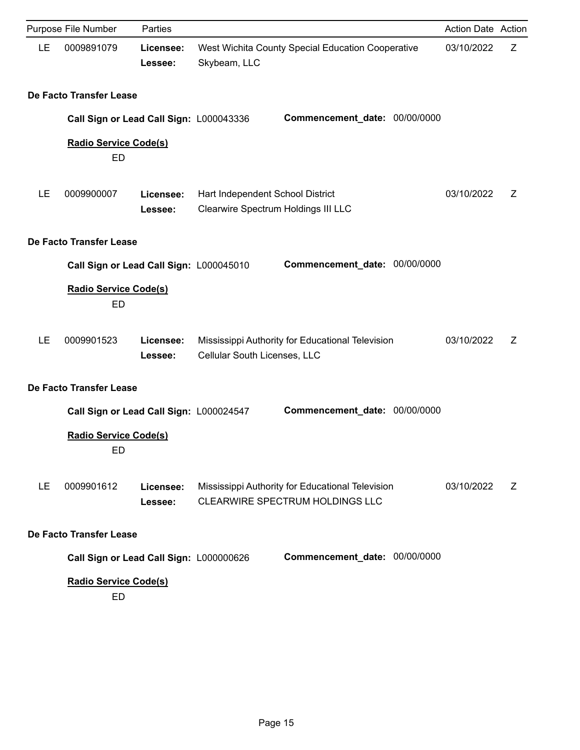| Purpose | File Number | Parties | | Action Date | Action |
|---|---|---|---|---|---|
| LE | 0009891079 | **Licensee:** | West Wichita County Special Education Cooperative | 03/10/2022 | Z |
| | | **Lessee:** | Skybeam, LLC | | |

**De Facto Transfer Lease**

**Call Sign or Lead Call Sign:** L000043336 **Commencement_date:** 00/00/0000

**Radio Service Code(s)**

ED

| Purpose | File Number | Parties | | Action Date | Action |
|---|---|---|---|---|---|
| LE | 0009900007 | **Licensee:** | Hart Independent School District | 03/10/2022 | Z |
| | | **Lessee:** | Clearwire Spectrum Holdings III LLC | | |

**De Facto Transfer Lease**

**Call Sign or Lead Call Sign:** L000045010 **Commencement_date:** 00/00/0000

**Radio Service Code(s)**

ED

| Purpose | File Number | Parties | | Action Date | Action |
|---|---|---|---|---|---|
| LE | 0009901523 | **Licensee:** | Mississippi Authority for Educational Television | 03/10/2022 | Z |
| | | **Lessee:** | Cellular South Licenses, LLC | | |

**De Facto Transfer Lease**

**Call Sign or Lead Call Sign:** L000024547 **Commencement_date:** 00/00/0000

**Radio Service Code(s)**

ED

| Purpose | File Number | Parties | | Action Date | Action |
|---|---|---|---|---|---|
| LE | 0009901612 | **Licensee:** | Mississippi Authority for Educational Television | 03/10/2022 | Z |
| | | **Lessee:** | CLEARWIRE SPECTRUM HOLDINGS LLC | | |

**De Facto Transfer Lease**

**Call Sign or Lead Call Sign:** L000000626 **Commencement_date:** 00/00/0000

**Radio Service Code(s)**

ED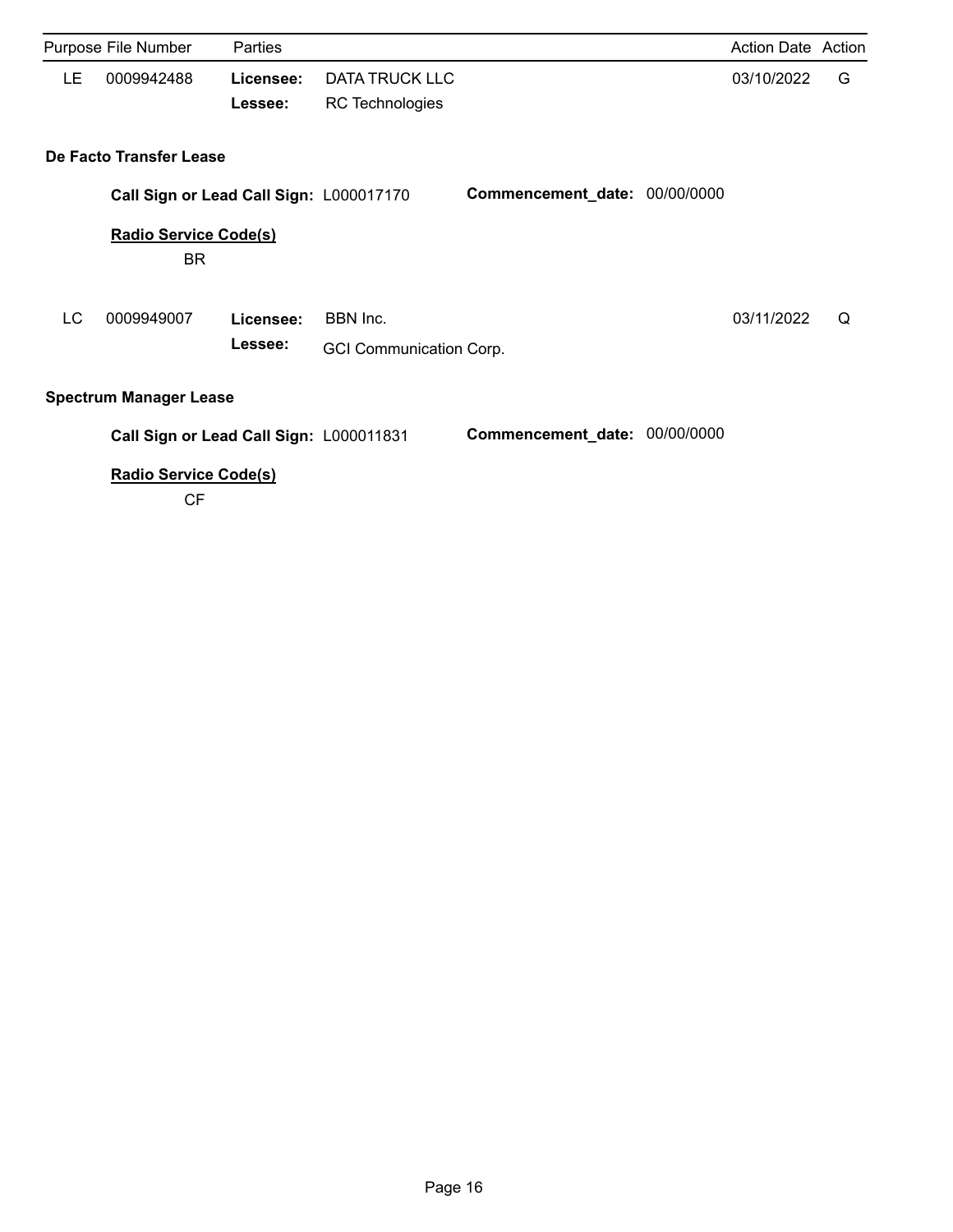| Purpose | File Number | Parties | | Action Date | Action |
|---|---|---|---|---|---|
| LE | 0009942488 | **Licensee:** | DATA TRUCK LLC | 03/10/2022 | G |
| | | **Lessee:** | RC Technologies | | |

**De Facto Transfer Lease**

**Call Sign or Lead Call Sign:** L000017170 **Commencement_date:** 00/00/0000

**Radio Service Code(s)**

BR

| Purpose | File Number | Parties | | Action Date | Action |
|---|---|---|---|---|---|
| LC | 0009949007 | **Licensee:** | BBN Inc. | 03/11/2022 | Q |
| | | **Lessee:** | GCI Communication Corp. | | |

**Spectrum Manager Lease**

**Call Sign or Lead Call Sign:** L000011831 **Commencement_date:** 00/00/0000

**Radio Service Code(s)**

CF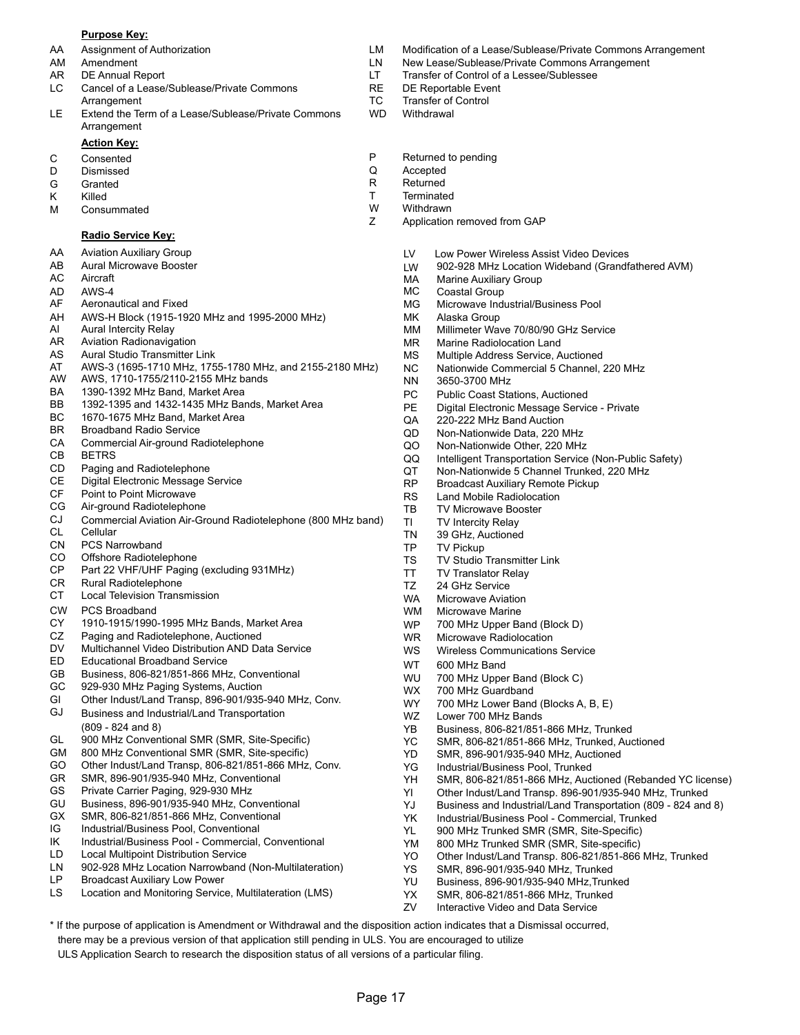**Purpose Key:**

| Code | Description |
|---|---|
| AA | Assignment of Authorization |
| AM | Amendment |
| AR | DE Annual Report |
| LC | Cancel of a Lease/Sublease/Private Commons Arrangement |
| LE | Extend the Term of a Lease/Sublease/Private Commons Arrangement |
| LM | Modification of a Lease/Sublease/Private Commons Arrangement |
| LN | New Lease/Sublease/Private Commons Arrangement |
| LT | Transfer of Control of a Lessee/Sublessee |
| RE | DE Reportable Event |
| TC | Transfer of Control |
| WD | Withdrawal |

**Action Key:**

| Code | Description |
|---|---|
| C | Consented |
| D | Dismissed |
| G | Granted |
| K | Killed |
| M | Consummated |
| P | Returned to pending |
| Q | Accepted |
| R | Returned |
| T | Terminated |
| W | Withdrawn |
| Z | Application removed from GAP |

**Radio Service Key:**

| Code | Description |
|---|---|
| AA | Aviation Auxiliary Group |
| AB | Aural Microwave Booster |
| AC | Aircraft |
| AD | AWS-4 |
| AF | Aeronautical and Fixed |
| AH | AWS-H Block (1915-1920 MHz and 1995-2000 MHz) |
| AI | Aural Intercity Relay |
| AR | Aviation Radionavigation |
| AS | Aural Studio Transmitter Link |
| AT | AWS-3 (1695-1710 MHz, 1755-1780 MHz, and 2155-2180 MHz) |
| AW | AWS, 1710-1755/2110-2155 MHz bands |
| BA | 1390-1392 MHz Band, Market Area |
| BB | 1392-1395 and 1432-1435 MHz Bands, Market Area |
| BC | 1670-1675 MHz Band, Market Area |
| BR | Broadband Radio Service |
| CA | Commercial Air-ground Radiotelephone |
| CB | BETRS |
| CD | Paging and Radiotelephone |
| CE | Digital Electronic Message Service |
| CF | Point to Point Microwave |
| CG | Air-ground Radiotelephone |
| CJ | Commercial Aviation Air-Ground Radiotelephone (800 MHz band) |
| CL | Cellular |
| CN | PCS Narrowband |
| CO | Offshore Radiotelephone |
| CP | Part 22 VHF/UHF Paging (excluding 931MHz) |
| CR | Rural Radiotelephone |
| CT | Local Television Transmission |
| CW | PCS Broadband |
| CY | 1910-1915/1990-1995 MHz Bands, Market Area |
| CZ | Paging and Radiotelephone, Auctioned |
| DV | Multichannel Video Distribution AND Data Service |
| ED | Educational Broadband Service |
| GB | Business, 806-821/851-866 MHz, Conventional |
| GC | 929-930 MHz Paging Systems, Auction |
| GI | Other Indust/Land Transp, 896-901/935-940 MHz, Conv. |
| GJ | Business and Industrial/Land Transportation (809 - 824 and 8) |
| GL | 900 MHz Conventional SMR (SMR, Site-Specific) |
| GM | 800 MHz Conventional SMR (SMR, Site-specific) |
| GO | Other Indust/Land Transp, 806-821/851-866 MHz, Conv. |
| GR | SMR, 896-901/935-940 MHz, Conventional |
| GS | Private Carrier Paging, 929-930 MHz |
| GU | Business, 896-901/935-940 MHz, Conventional |
| GX | SMR, 806-821/851-866 MHz, Conventional |
| IG | Industrial/Business Pool, Conventional |
| IK | Industrial/Business Pool - Commercial, Conventional |
| LD | Local Multipoint Distribution Service |
| LN | 902-928 MHz Location Narrowband (Non-Multilateration) |
| LP | Broadcast Auxiliary Low Power |
| LS | Location and Monitoring Service, Multilateration (LMS) |
| LV | Low Power Wireless Assist Video Devices |
| LW | 902-928 MHz Location Wideband (Grandfathered AVM) |
| MA | Marine Auxiliary Group |
| MC | Coastal Group |
| MG | Microwave Industrial/Business Pool |
| MK | Alaska Group |
| MM | Millimeter Wave 70/80/90 GHz Service |
| MR | Marine Radiolocation Land |
| MS | Multiple Address Service, Auctioned |
| NC | Nationwide Commercial 5 Channel, 220 MHz |
| NN | 3650-3700 MHz |
| PC | Public Coast Stations, Auctioned |
| PE | Digital Electronic Message Service - Private |
| QA | 220-222 MHz Band Auction |
| QD | Non-Nationwide Data, 220 MHz |
| QO | Non-Nationwide Other, 220 MHz |
| QQ | Intelligent Transportation Service (Non-Public Safety) |
| QT | Non-Nationwide 5 Channel Trunked, 220 MHz |
| RP | Broadcast Auxiliary Remote Pickup |
| RS | Land Mobile Radiolocation |
| TB | TV Microwave Booster |
| TI | TV Intercity Relay |
| TN | 39 GHz, Auctioned |
| TP | TV Pickup |
| TS | TV Studio Transmitter Link |
| TT | TV Translator Relay |
| TZ | 24 GHz Service |
| WA | Microwave Aviation |
| WM | Microwave Marine |
| WP | 700 MHz Upper Band (Block D) |
| WR | Microwave Radiolocation |
| WS | Wireless Communications Service |
| WT | 600 MHz Band |
| WU | 700 MHz Upper Band (Block C) |
| WX | 700 MHz Guardband |
| WY | 700 MHz Lower Band (Blocks A, B, E) |
| WZ | Lower 700 MHz Bands |
| YB | Business, 806-821/851-866 MHz, Trunked |
| YC | SMR, 806-821/851-866 MHz, Trunked, Auctioned |
| YD | SMR, 896-901/935-940 MHz, Auctioned |
| YG | Industrial/Business Pool, Trunked |
| YH | SMR, 806-821/851-866 MHz, Auctioned (Rebanded YC license) |
| YI | Other Indust/Land Transp. 896-901/935-940 MHz, Trunked |
| YJ | Business and Industrial/Land Transportation (809 - 824 and 8) |
| YK | Industrial/Business Pool - Commercial, Trunked |
| YL | 900 MHz Trunked SMR (SMR, Site-Specific) |
| YM | 800 MHz Trunked SMR (SMR, Site-specific) |
| YO | Other Indust/Land Transp. 806-821/851-866 MHz, Trunked |
| YS | SMR, 896-901/935-940 MHz, Trunked |
| YU | Business, 896-901/935-940 MHz,Trunked |
| YX | SMR, 806-821/851-866 MHz, Trunked |
| ZV | Interactive Video and Data Service |

* If the purpose of application is Amendment or Withdrawal and the disposition action indicates that a Dismissal occurred, there may be a previous version of that application still pending in ULS. You are encouraged to utilize ULS Application Search to research the disposition status of all versions of a particular filing.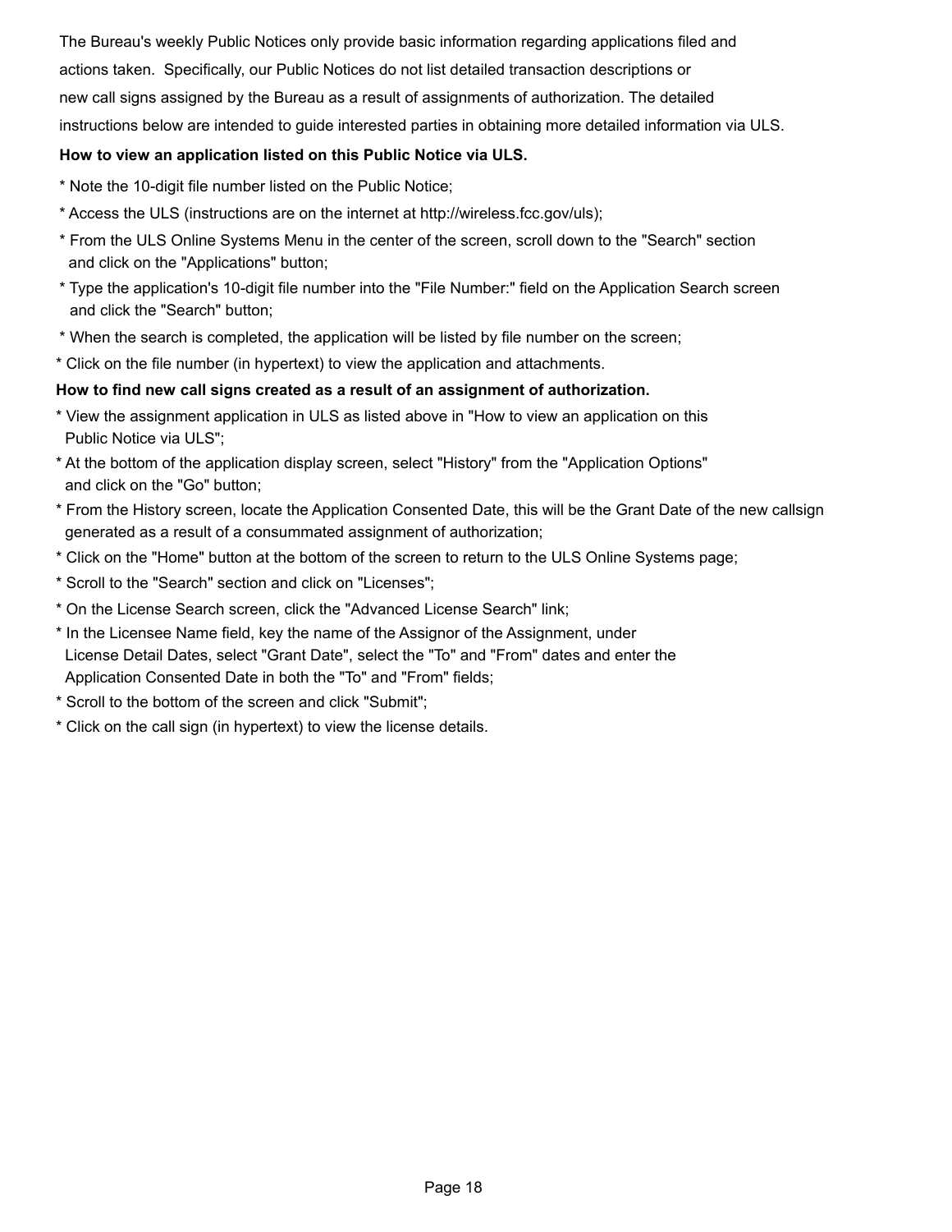The Bureau's weekly Public Notices only provide basic information regarding applications filed and actions taken. Specifically, our Public Notices do not list detailed transaction descriptions or new call signs assigned by the Bureau as a result of assignments of authorization. The detailed instructions below are intended to guide interested parties in obtaining more detailed information via ULS.

**How to view an application listed on this Public Notice via ULS.**

* Note the 10-digit file number listed on the Public Notice;
* Access the ULS (instructions are on the internet at http://wireless.fcc.gov/uls);
* From the ULS Online Systems Menu in the center of the screen, scroll down to the "Search" section and click on the "Applications" button;
* Type the application's 10-digit file number into the "File Number:" field on the Application Search screen and click the "Search" button;
* When the search is completed, the application will be listed by file number on the screen;
* Click on the file number (in hypertext) to view the application and attachments.

**How to find new call signs created as a result of an assignment of authorization.**

* View the assignment application in ULS as listed above in "How to view an application on this Public Notice via ULS";
* At the bottom of the application display screen, select "History" from the "Application Options" and click on the "Go" button;
* From the History screen, locate the Application Consented Date, this will be the Grant Date of the new callsign generated as a result of a consummated assignment of authorization;
* Click on the "Home" button at the bottom of the screen to return to the ULS Online Systems page;
* Scroll to the "Search" section and click on "Licenses";
* On the License Search screen, click the "Advanced License Search" link;
* In the Licensee Name field, key the name of the Assignor of the Assignment, under License Detail Dates, select "Grant Date", select the "To" and "From" dates and enter the Application Consented Date in both the "To" and "From" fields;
* Scroll to the bottom of the screen and click "Submit";
* Click on the call sign (in hypertext) to view the license details.